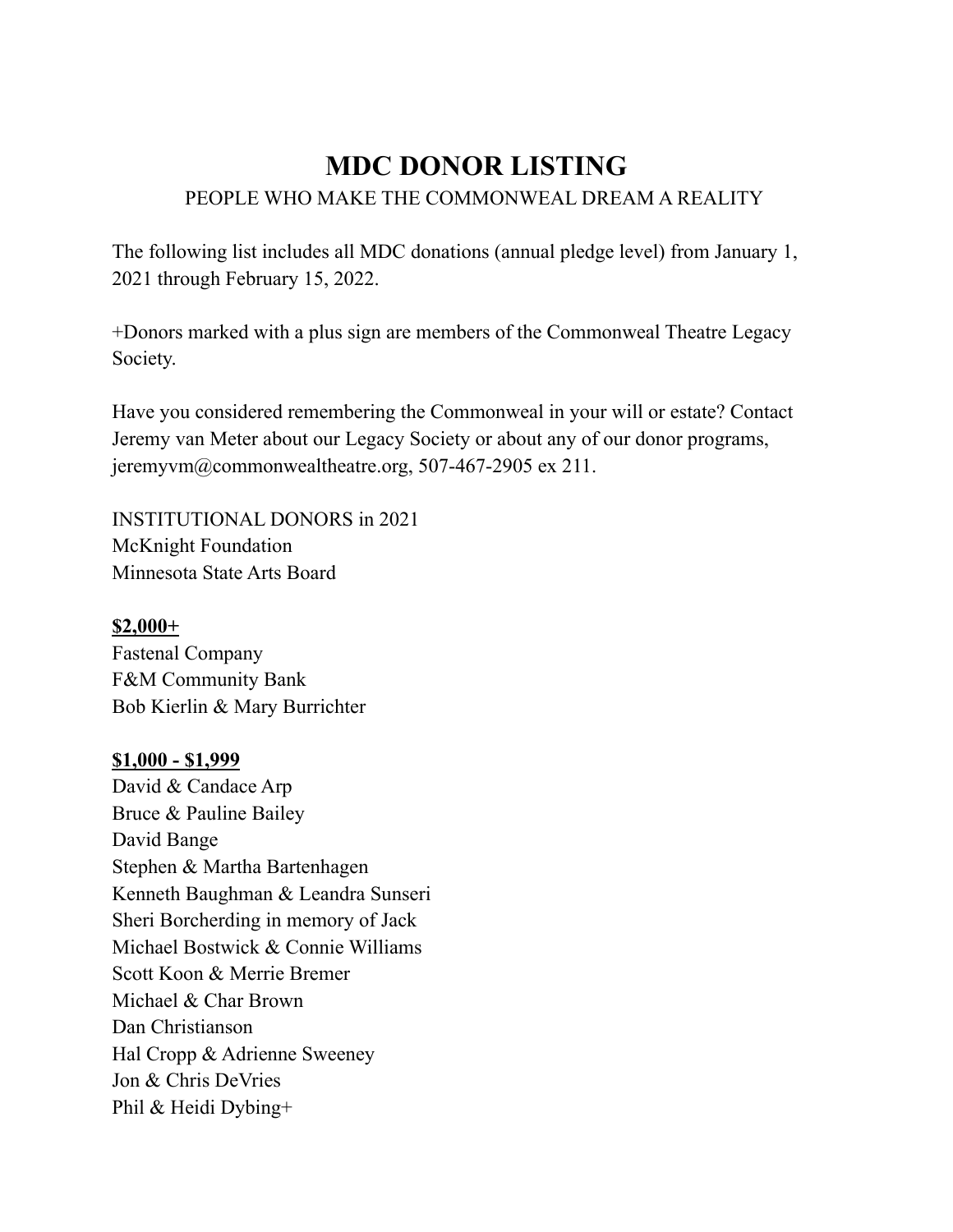# MDC DONOR LISTING

PEOPLE WHO MAKE THE COMMONWEAL DREAM A REALITY

The following list includes all MDC donations (annual pledge level) from January 1, 2021 through February 15, 2022.

+Donors marked with a plus sign are members of the Commonweal Theatre Legacy Society.

Have you considered remembering the Commonweal in your will or estate? Contact Jeremy van Meter about our Legacy Society or about any of our donor programs, jeremyvm@commonwealtheatre.org, 507-467-2905 ex 211.

INSTITUTIONAL DONORS in 2021
McKnight Foundation
Minnesota State Arts Board

**$2,000+**

Fastenal Company
F&M Community Bank
Bob Kierlin & Mary Burrichter

**$1,000 - $1,999**

David & Candace Arp
Bruce & Pauline Bailey
David Bange
Stephen & Martha Bartenhagen
Kenneth Baughman & Leandra Sunseri
Sheri Borcherding in memory of Jack
Michael Bostwick & Connie Williams
Scott Koon & Merrie Bremer
Michael & Char Brown
Dan Christianson
Hal Cropp & Adrienne Sweeney
Jon & Chris DeVries
Phil & Heidi Dybing+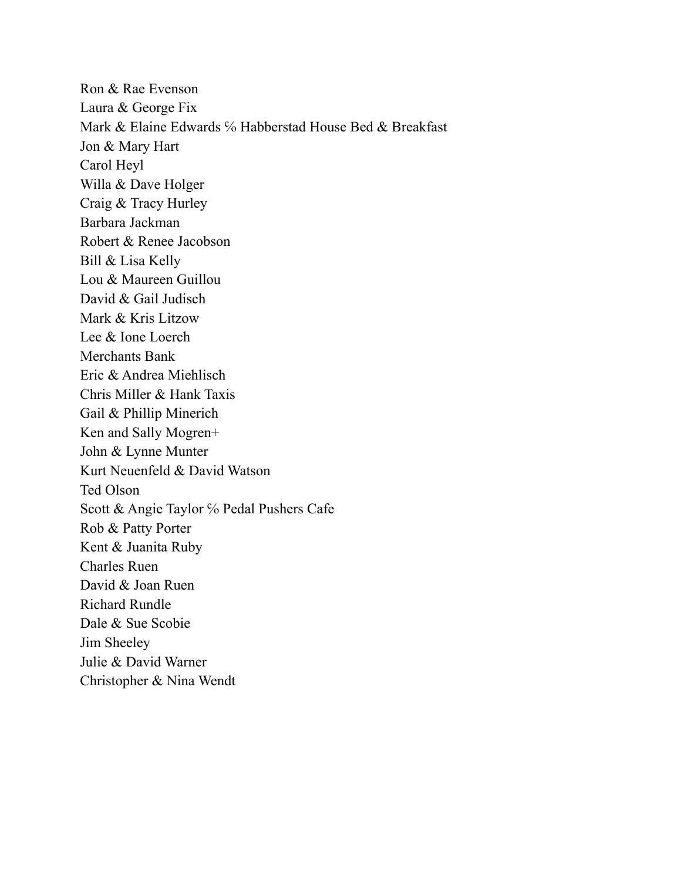Ron & Rae Evenson
Laura & George Fix
Mark & Elaine Edwards ℅ Habberstad House Bed & Breakfast
Jon & Mary Hart
Carol Heyl
Willa & Dave Holger
Craig & Tracy Hurley
Barbara Jackman
Robert & Renee Jacobson
Bill & Lisa Kelly
Lou & Maureen Guillou
David & Gail Judisch
Mark & Kris Litzow
Lee & Ione Loerch
Merchants Bank
Eric & Andrea Miehlisch
Chris Miller & Hank Taxis
Gail & Phillip Minerich
Ken and Sally Mogren+
John & Lynne Munter
Kurt Neuenfeld & David Watson
Ted Olson
Scott & Angie Taylor ℅ Pedal Pushers Cafe
Rob & Patty Porter
Kent & Juanita Ruby
Charles Ruen
David & Joan Ruen
Richard Rundle
Dale & Sue Scobie
Jim Sheeley
Julie & David Warner
Christopher & Nina Wendt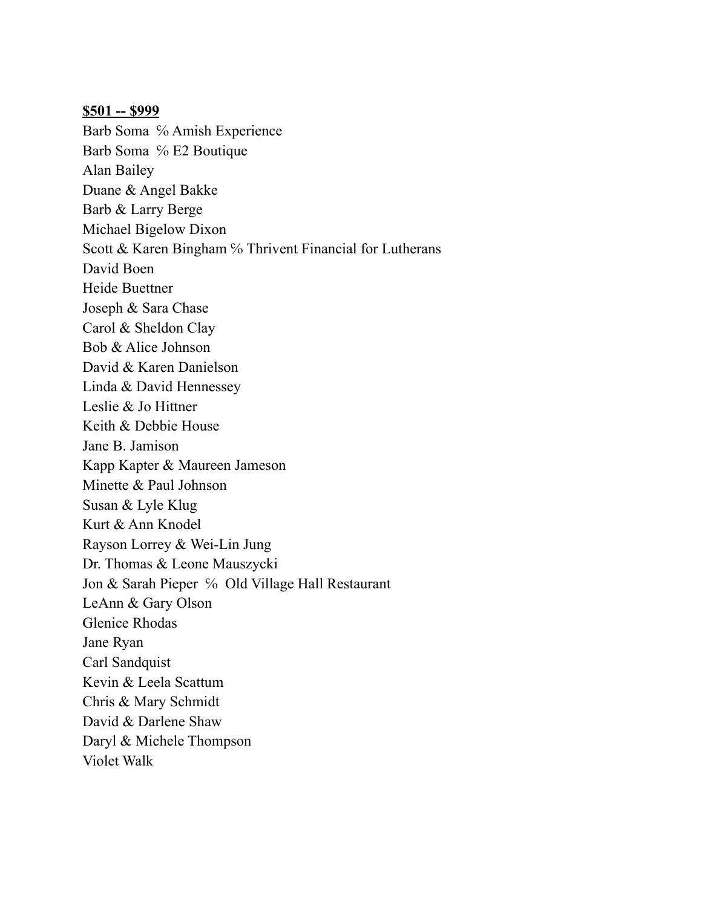**$501 -- $999**

Barb Soma  ℅ Amish Experience
Barb Soma  ℅ E2 Boutique
Alan Bailey
Duane & Angel Bakke
Barb & Larry Berge
Michael Bigelow Dixon
Scott & Karen Bingham ℅ Thrivent Financial for Lutherans
David Boen
Heide Buettner
Joseph & Sara Chase
Carol & Sheldon Clay
Bob & Alice Johnson
David & Karen Danielson
Linda & David Hennessey
Leslie & Jo Hittner
Keith & Debbie House
Jane B. Jamison
Kapp Kapter & Maureen Jameson
Minette & Paul Johnson
Susan & Lyle Klug
Kurt & Ann Knodel
Rayson Lorrey & Wei-Lin Jung
Dr. Thomas & Leone Mauszycki
Jon & Sarah Pieper  ℅  Old Village Hall Restaurant
LeAnn & Gary Olson
Glenice Rhodas
Jane Ryan
Carl Sandquist
Kevin & Leela Scattum
Chris & Mary Schmidt
David & Darlene Shaw
Daryl & Michele Thompson
Violet Walk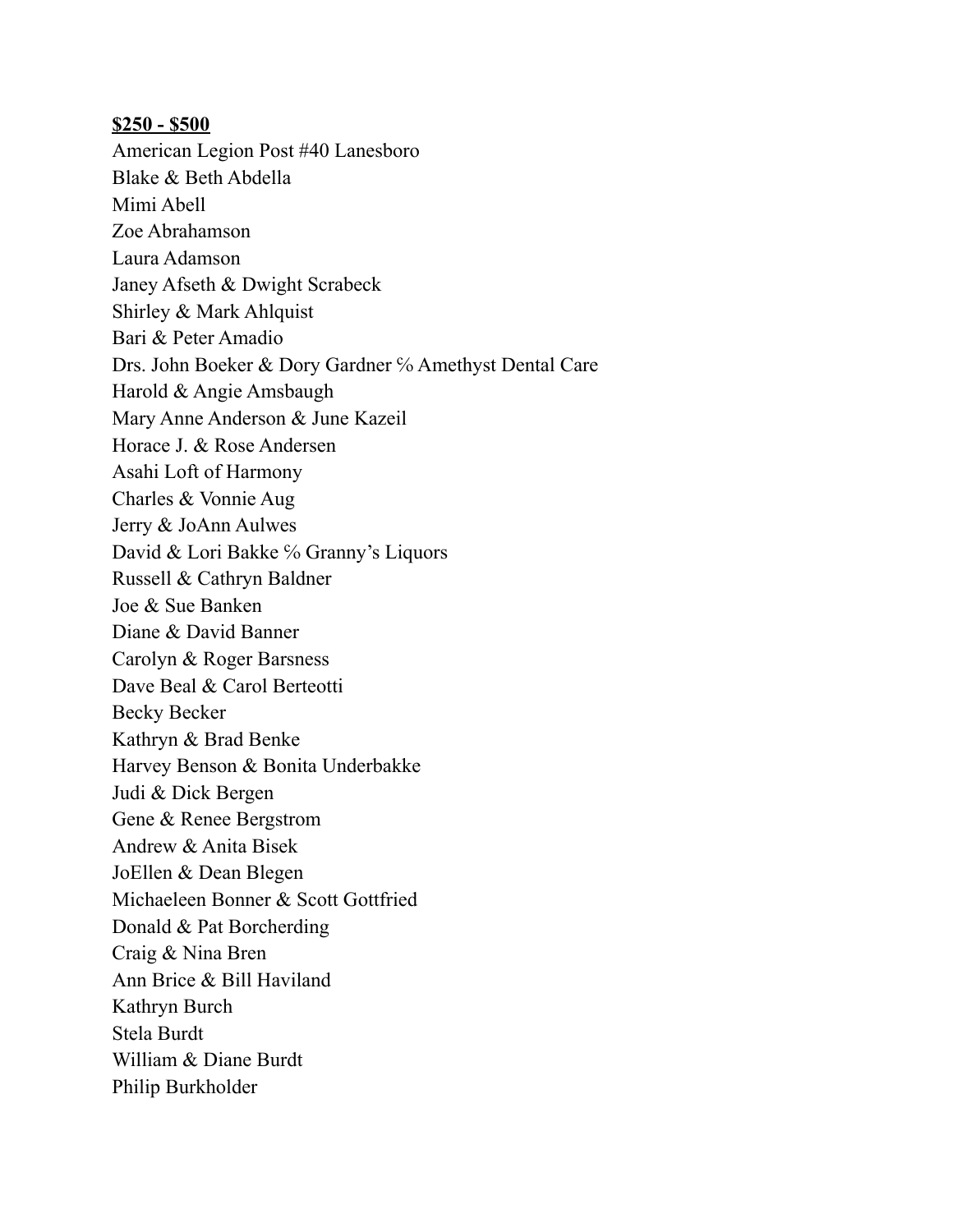**$250 - $500**

American Legion Post #40 Lanesboro
Blake & Beth Abdella
Mimi Abell
Zoe Abrahamson
Laura Adamson
Janey Afseth & Dwight Scrabeck
Shirley & Mark Ahlquist
Bari & Peter Amadio
Drs. John Boeker & Dory Gardner ℅ Amethyst Dental Care
Harold & Angie Amsbaugh
Mary Anne Anderson & June Kazeil
Horace J. & Rose Andersen
Asahi Loft of Harmony
Charles & Vonnie Aug
Jerry & JoAnn Aulwes
David & Lori Bakke ℅ Granny's Liquors
Russell & Cathryn Baldner
Joe & Sue Banken
Diane & David Banner
Carolyn & Roger Barsness
Dave Beal & Carol Berteotti
Becky Becker
Kathryn & Brad Benke
Harvey Benson & Bonita Underbakke
Judi & Dick Bergen
Gene & Renee Bergstrom
Andrew & Anita Bisek
JoEllen & Dean Blegen
Michaeleen Bonner & Scott Gottfried
Donald & Pat Borcherding
Craig & Nina Bren
Ann Brice & Bill Haviland
Kathryn Burch
Stela Burdt
William & Diane Burdt
Philip Burkholder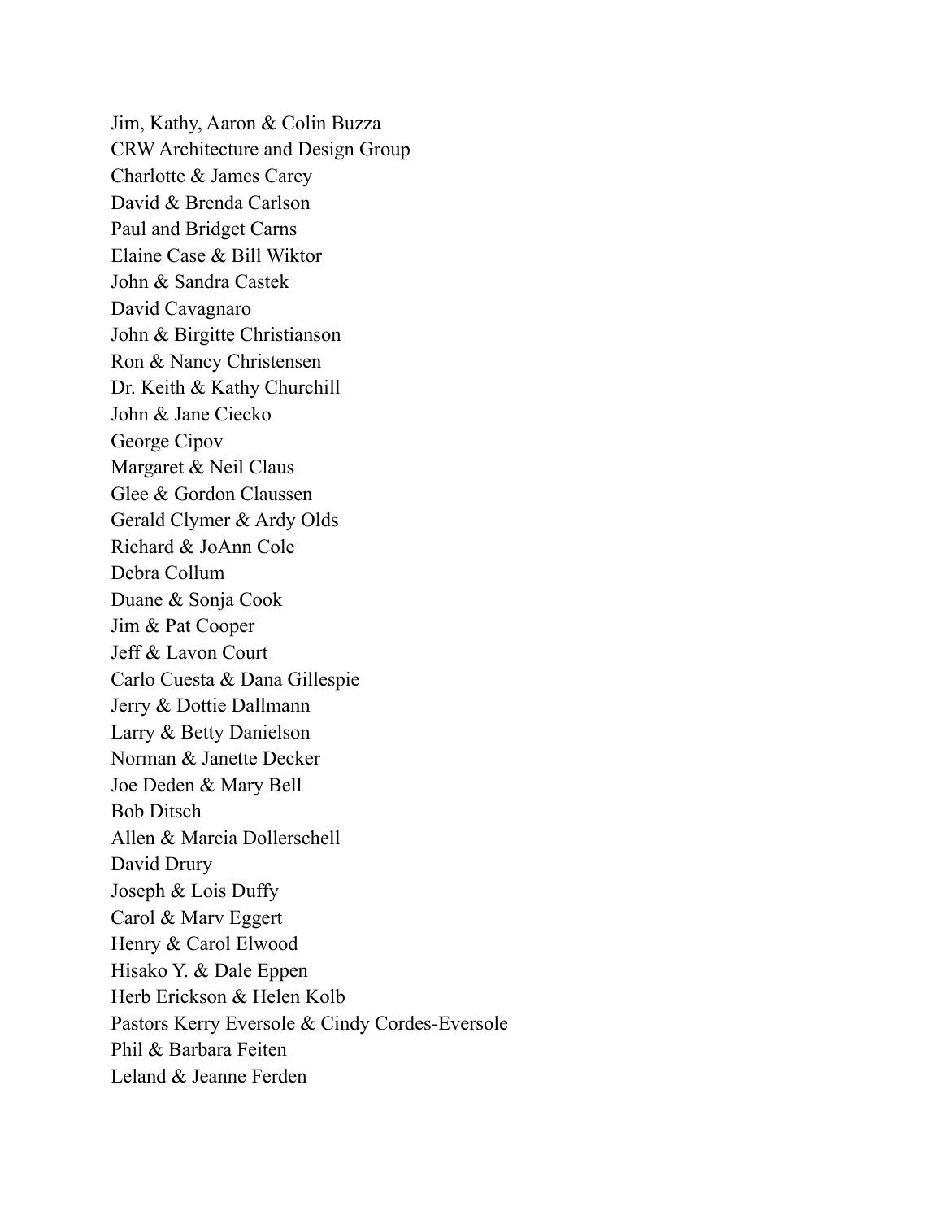Jim, Kathy, Aaron & Colin Buzza
CRW Architecture and Design Group
Charlotte & James Carey
David & Brenda Carlson
Paul and Bridget Carns
Elaine Case & Bill Wiktor
John & Sandra Castek
David Cavagnaro
John & Birgitte Christianson
Ron & Nancy Christensen
Dr. Keith & Kathy Churchill
John & Jane Ciecko
George Cipov
Margaret & Neil Claus
Glee & Gordon Claussen
Gerald Clymer & Ardy Olds
Richard & JoAnn Cole
Debra Collum
Duane & Sonja Cook
Jim & Pat Cooper
Jeff & Lavon Court
Carlo Cuesta & Dana Gillespie
Jerry & Dottie Dallmann
Larry & Betty Danielson
Norman & Janette Decker
Joe Deden & Mary Bell
Bob Ditsch
Allen & Marcia Dollerschell
David Drury
Joseph & Lois Duffy
Carol & Marv Eggert
Henry & Carol Elwood
Hisako Y. & Dale Eppen
Herb Erickson & Helen Kolb
Pastors Kerry Eversole & Cindy Cordes-Eversole
Phil & Barbara Feiten
Leland & Jeanne Ferden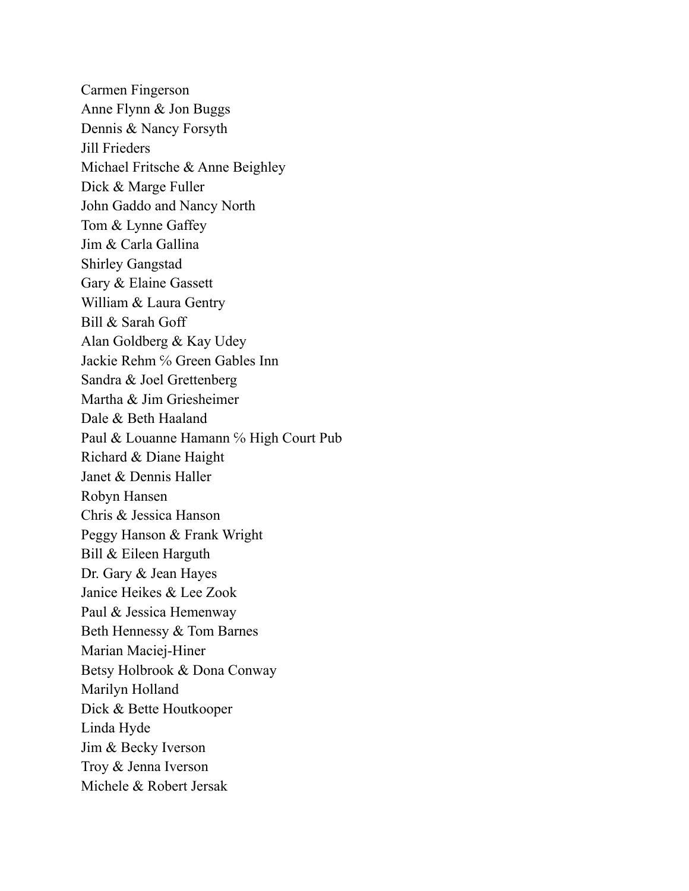Carmen Fingerson
Anne Flynn & Jon Buggs
Dennis & Nancy Forsyth
Jill Frieders
Michael Fritsche & Anne Beighley
Dick & Marge Fuller
John Gaddo and Nancy North
Tom & Lynne Gaffey
Jim & Carla Gallina
Shirley Gangstad
Gary & Elaine Gassett
William & Laura Gentry
Bill & Sarah Goff
Alan Goldberg & Kay Udey
Jackie Rehm ℅ Green Gables Inn
Sandra & Joel Grettenberg
Martha & Jim Griesheimer
Dale & Beth Haaland
Paul & Louanne Hamann ℅ High Court Pub
Richard & Diane Haight
Janet & Dennis Haller
Robyn Hansen
Chris & Jessica Hanson
Peggy Hanson & Frank Wright
Bill & Eileen Harguth
Dr. Gary & Jean Hayes
Janice Heikes & Lee Zook
Paul & Jessica Hemenway
Beth Hennessy & Tom Barnes
Marian Maciej-Hiner
Betsy Holbrook & Dona Conway
Marilyn Holland
Dick & Bette Houtkooper
Linda Hyde
Jim & Becky Iverson
Troy & Jenna Iverson
Michele & Robert Jersak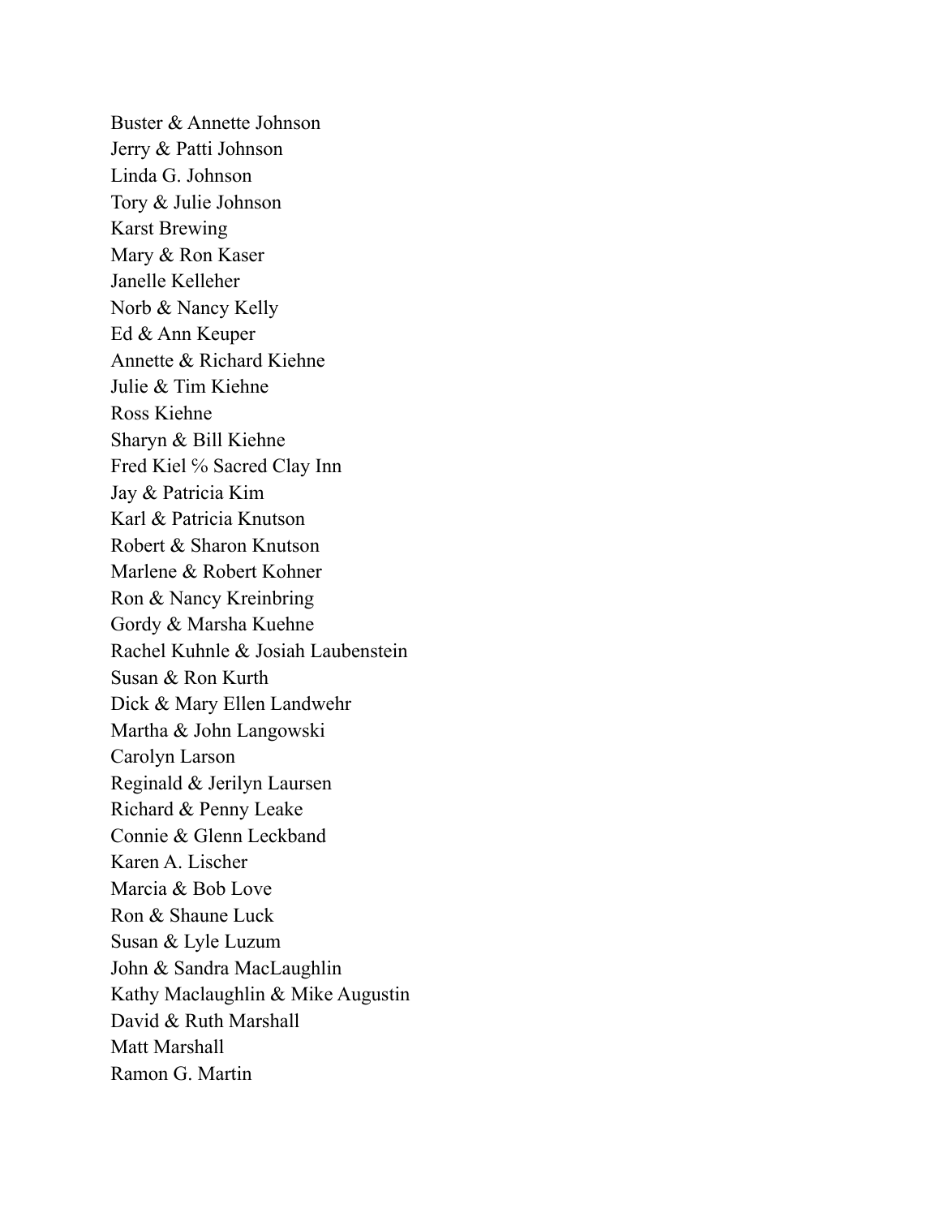Buster & Annette Johnson
Jerry & Patti Johnson
Linda G. Johnson
Tory & Julie Johnson
Karst Brewing
Mary & Ron Kaser
Janelle Kelleher
Norb & Nancy Kelly
Ed & Ann Keuper
Annette & Richard Kiehne
Julie & Tim Kiehne
Ross Kiehne
Sharyn & Bill Kiehne
Fred Kiel ℅ Sacred Clay Inn
Jay & Patricia Kim
Karl & Patricia Knutson
Robert & Sharon Knutson
Marlene & Robert Kohner
Ron & Nancy Kreinbring
Gordy & Marsha Kuehne
Rachel Kuhnle & Josiah Laubenstein
Susan & Ron Kurth
Dick & Mary Ellen Landwehr
Martha & John Langowski
Carolyn Larson
Reginald & Jerilyn Laursen
Richard & Penny Leake
Connie & Glenn Leckband
Karen A. Lischer
Marcia & Bob Love
Ron & Shaune Luck
Susan & Lyle Luzum
John & Sandra MacLaughlin
Kathy Maclaughlin & Mike Augustin
David & Ruth Marshall
Matt Marshall
Ramon G. Martin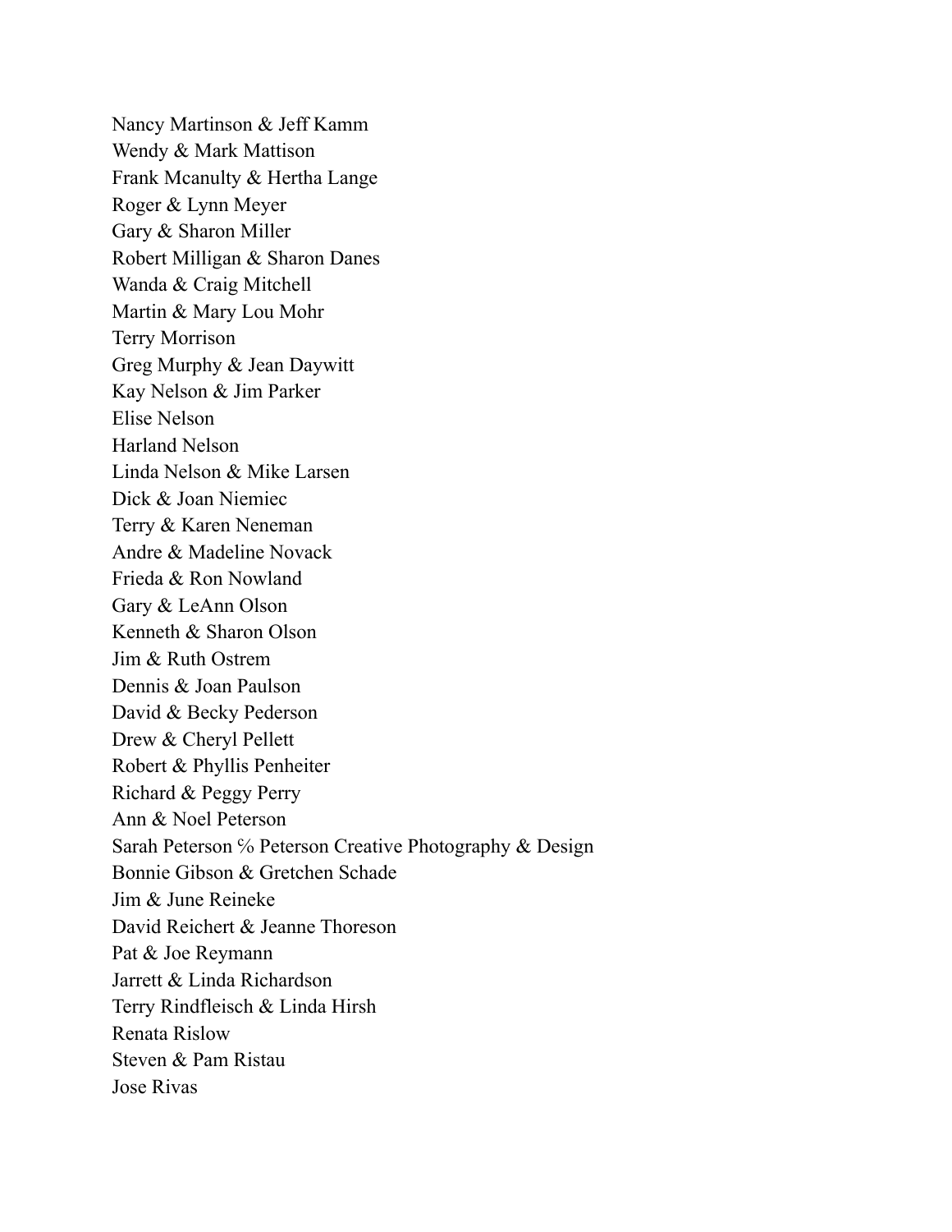Nancy Martinson & Jeff Kamm
Wendy & Mark Mattison
Frank Mcanulty & Hertha Lange
Roger & Lynn Meyer
Gary & Sharon Miller
Robert Milligan & Sharon Danes
Wanda & Craig Mitchell
Martin & Mary Lou Mohr
Terry Morrison
Greg Murphy & Jean Daywitt
Kay Nelson & Jim Parker
Elise Nelson
Harland Nelson
Linda Nelson & Mike Larsen
Dick & Joan Niemiec
Terry & Karen Neneman
Andre & Madeline Novack
Frieda & Ron Nowland
Gary & LeAnn Olson
Kenneth & Sharon Olson
Jim & Ruth Ostrem
Dennis & Joan Paulson
David & Becky Pederson
Drew & Cheryl Pellett
Robert & Phyllis Penheiter
Richard & Peggy Perry
Ann & Noel Peterson
Sarah Peterson ℅ Peterson Creative Photography & Design
Bonnie Gibson & Gretchen Schade
Jim & June Reineke
David Reichert & Jeanne Thoreson
Pat & Joe Reymann
Jarrett & Linda Richardson
Terry Rindfleisch & Linda Hirsh
Renata Rislow
Steven & Pam Ristau
Jose Rivas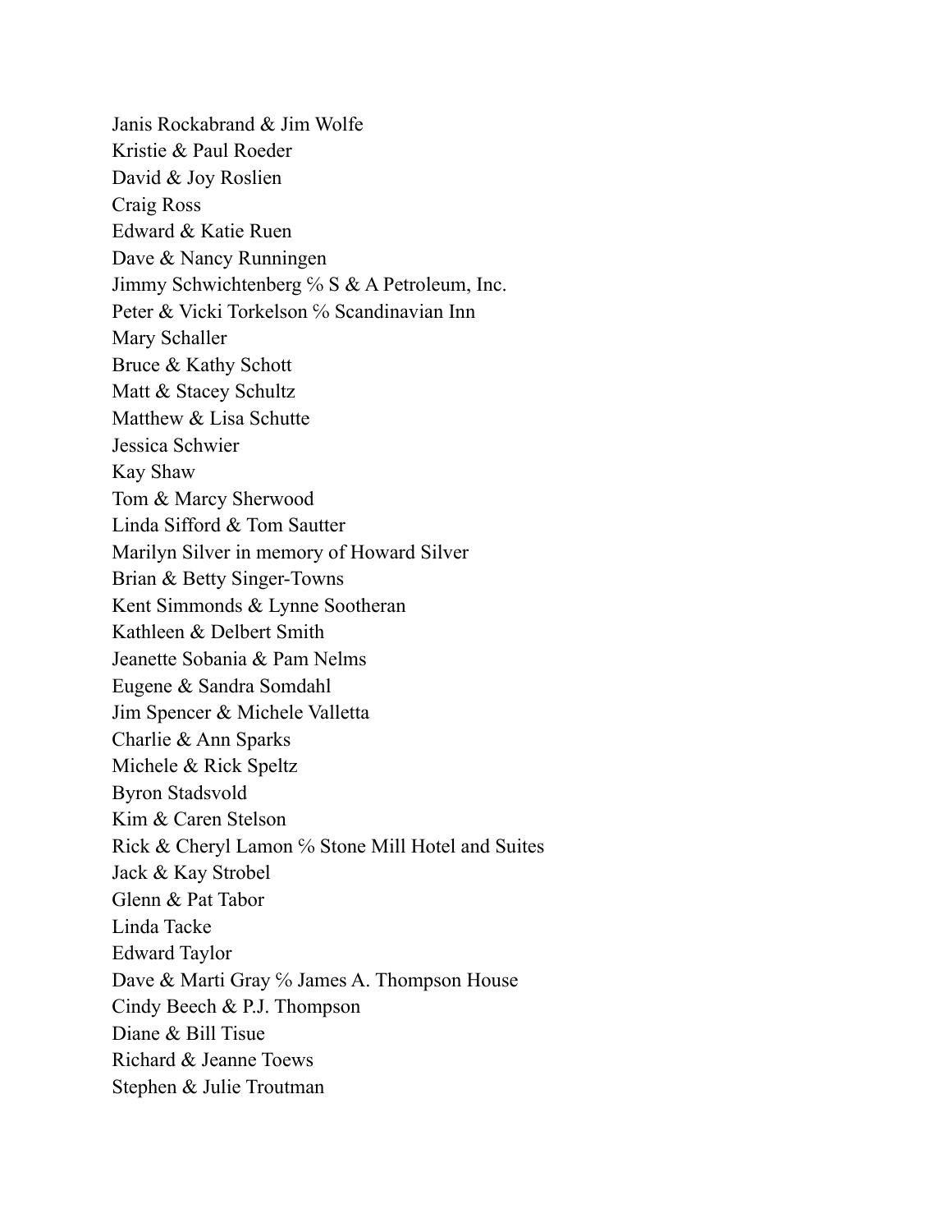Janis Rockabrand & Jim Wolfe
Kristie & Paul Roeder
David & Joy Roslien
Craig Ross
Edward & Katie Ruen
Dave & Nancy Runningen
Jimmy Schwichtenberg ℅ S & A Petroleum, Inc.
Peter & Vicki Torkelson ℅ Scandinavian Inn
Mary Schaller
Bruce & Kathy Schott
Matt & Stacey Schultz
Matthew & Lisa Schutte
Jessica Schwier
Kay Shaw
Tom & Marcy Sherwood
Linda Sifford & Tom Sautter
Marilyn Silver in memory of Howard Silver
Brian & Betty Singer-Towns
Kent Simmonds & Lynne Sootheran
Kathleen & Delbert Smith
Jeanette Sobania & Pam Nelms
Eugene & Sandra Somdahl
Jim Spencer & Michele Valletta
Charlie & Ann Sparks
Michele & Rick Speltz
Byron Stadsvold
Kim & Caren Stelson
Rick & Cheryl Lamon ℅ Stone Mill Hotel and Suites
Jack & Kay Strobel
Glenn & Pat Tabor
Linda Tacke
Edward Taylor
Dave & Marti Gray ℅ James A. Thompson House
Cindy Beech & P.J. Thompson
Diane & Bill Tisue
Richard & Jeanne Toews
Stephen & Julie Troutman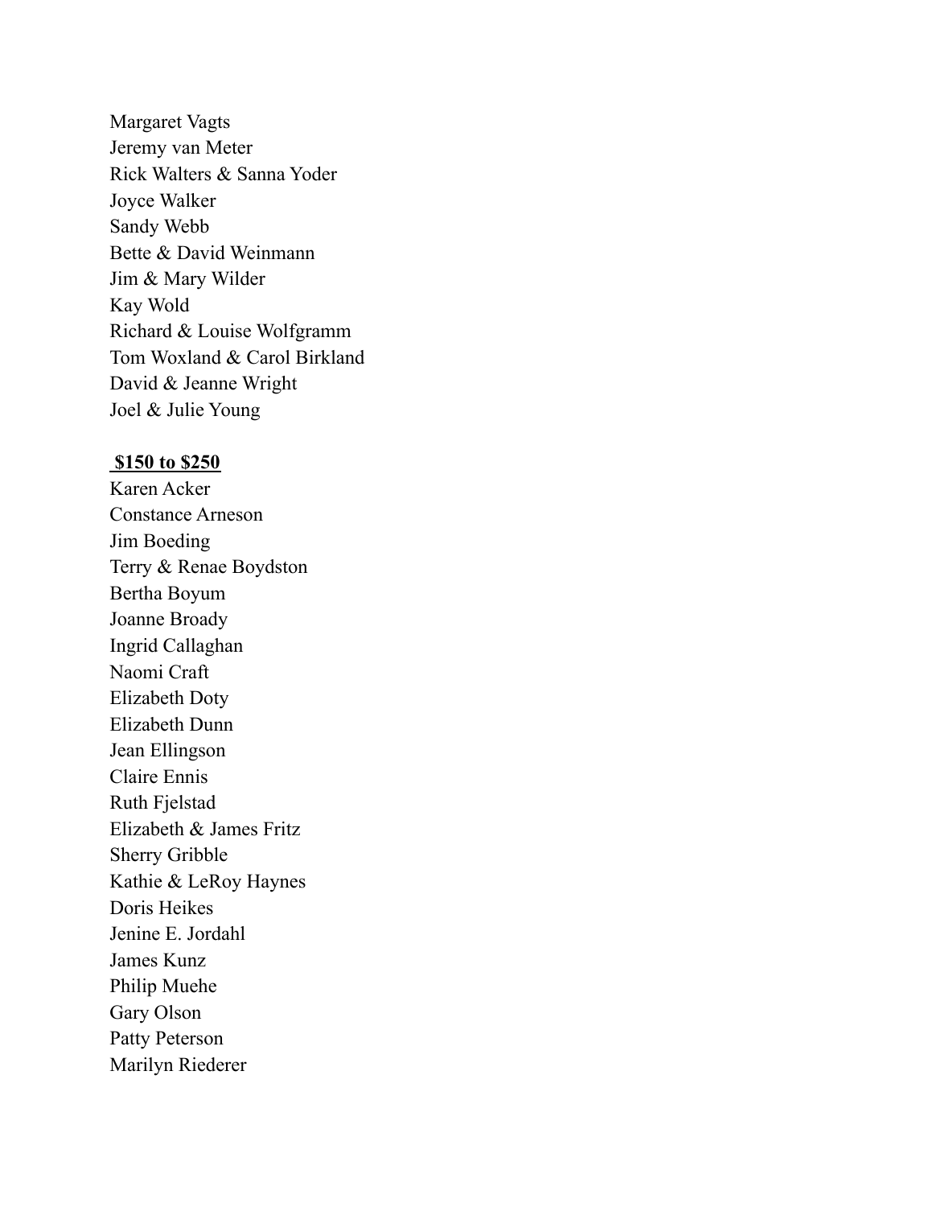Margaret Vagts
Jeremy van Meter
Rick Walters & Sanna Yoder
Joyce Walker
Sandy Webb
Bette & David Weinmann
Jim & Mary Wilder
Kay Wold
Richard & Louise Wolfgramm
Tom Woxland & Carol Birkland
David & Jeanne Wright
Joel & Julie Young

**$150 to $250**

Karen Acker
Constance Arneson
Jim Boeding
Terry & Renae Boydston
Bertha Boyum
Joanne Broady
Ingrid Callaghan
Naomi Craft
Elizabeth Doty
Elizabeth Dunn
Jean Ellingson
Claire Ennis
Ruth Fjelstad
Elizabeth & James Fritz
Sherry Gribble
Kathie & LeRoy Haynes
Doris Heikes
Jenine E. Jordahl
James Kunz
Philip Muehe
Gary Olson
Patty Peterson
Marilyn Riederer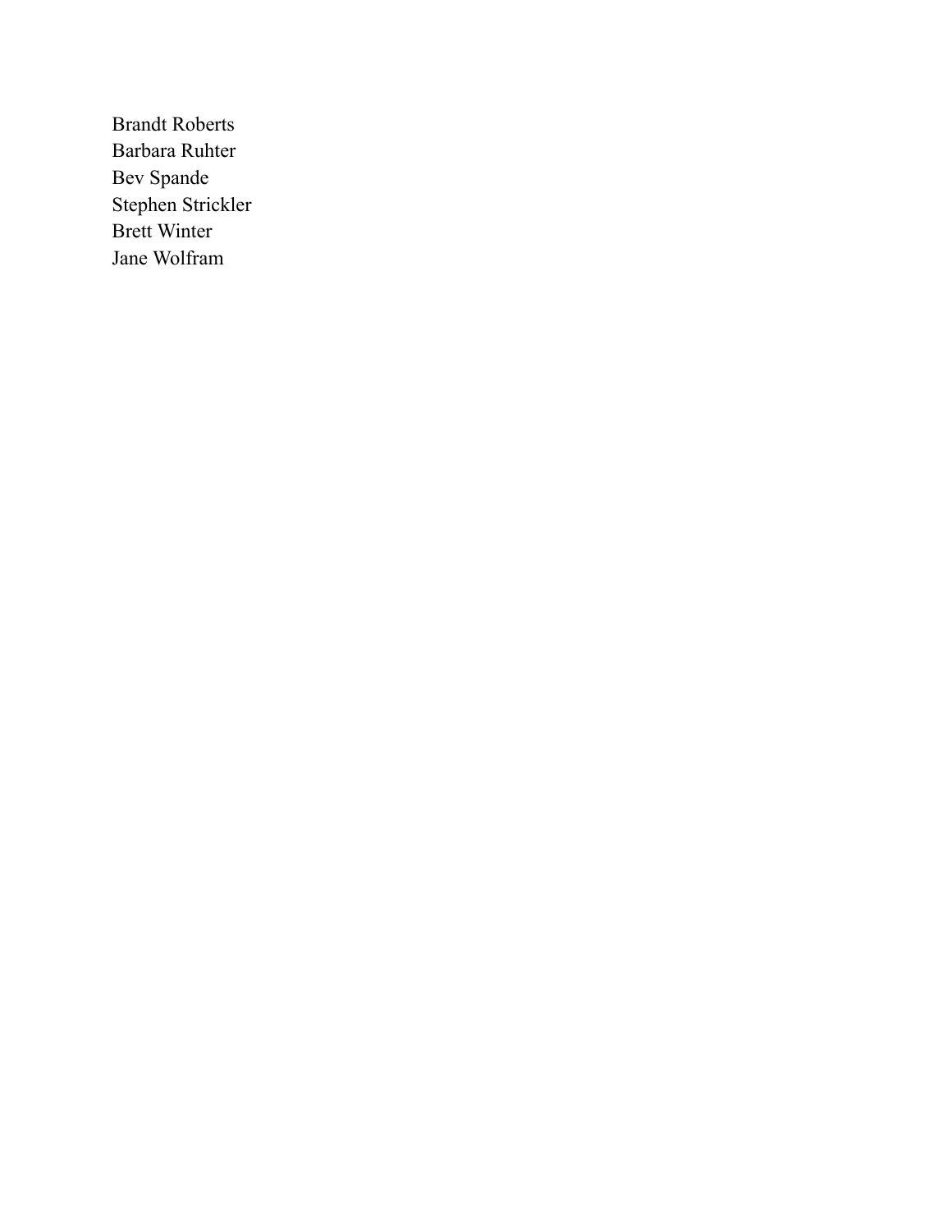Brandt Roberts
Barbara Ruhter
Bev Spande
Stephen Strickler
Brett Winter
Jane Wolfram